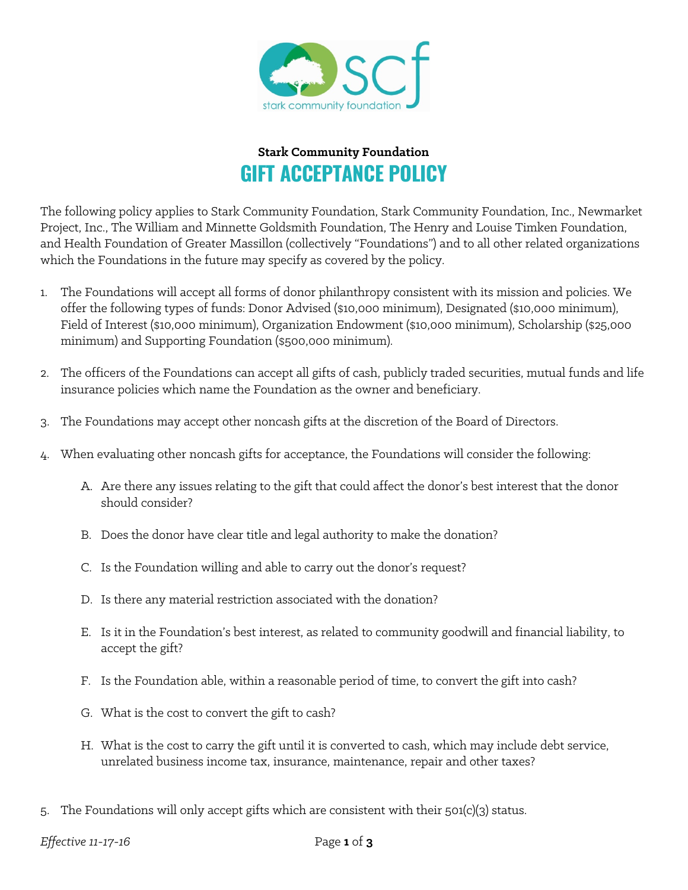**Stark Community Foundation**

# GIFT ACCEPTANCE POLICY

The following policy applies to Stark Community Foundation, Stark Community Foundation, Inc., Newmarket Project, Inc., The William and Minnette Goldsmith Foundation, The Henry and Louise Timken Foundation, and Health Foundation of Greater Massillon (collectively "Foundations") and to all other related organizations which the Foundations in the future may specify as covered by the policy.

1. The Foundations will accept all forms of donor philanthropy consistent with its mission and policies. We offer the following types of funds: Donor Advised ($10,000 minimum), Designated ($10,000 minimum), Field of Interest ($10,000 minimum), Organization Endowment ($10,000 minimum), Scholarship ($25,000 minimum) and Supporting Foundation ($500,000 minimum).

2. The officers of the Foundations can accept all gifts of cash, publicly traded securities, mutual funds and life insurance policies which name the Foundation as the owner and beneficiary.

3. The Foundations may accept other noncash gifts at the discretion of the Board of Directors.

4. When evaluating other noncash gifts for acceptance, the Foundations will consider the following:

   A. Are there any issues relating to the gift that could affect the donor's best interest that the donor should consider?

   B. Does the donor have clear title and legal authority to make the donation?

   C. Is the Foundation willing and able to carry out the donor's request?

   D. Is there any material restriction associated with the donation?

   E. Is it in the Foundation's best interest, as related to community goodwill and financial liability, to accept the gift?

   F. Is the Foundation able, within a reasonable period of time, to convert the gift into cash?

   G. What is the cost to convert the gift to cash?

   H. What is the cost to carry the gift until it is converted to cash, which may include debt service, unrelated business income tax, insurance, maintenance, repair and other taxes?

5. The Foundations will only accept gifts which are consistent with their 501(c)(3) status.

*Effective 11-17-16*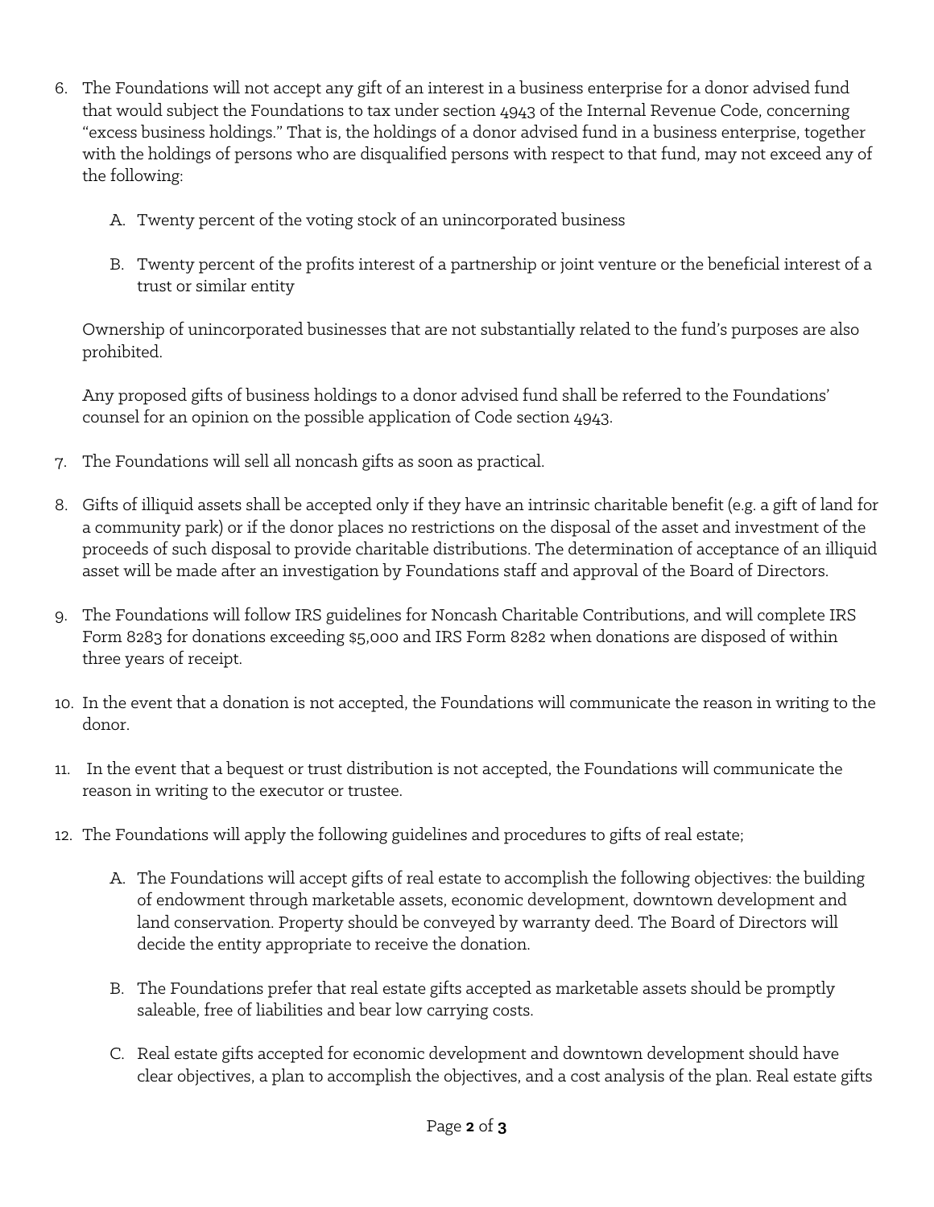6. The Foundations will not accept any gift of an interest in a business enterprise for a donor advised fund that would subject the Foundations to tax under section 4943 of the Internal Revenue Code, concerning "excess business holdings." That is, the holdings of a donor advised fund in a business enterprise, together with the holdings of persons who are disqualified persons with respect to that fund, may not exceed any of the following:

    A. Twenty percent of the voting stock of an unincorporated business

    B. Twenty percent of the profits interest of a partnership or joint venture or the beneficial interest of a trust or similar entity

    Ownership of unincorporated businesses that are not substantially related to the fund's purposes are also prohibited.

    Any proposed gifts of business holdings to a donor advised fund shall be referred to the Foundations' counsel for an opinion on the possible application of Code section 4943.

7. The Foundations will sell all noncash gifts as soon as practical.

8. Gifts of illiquid assets shall be accepted only if they have an intrinsic charitable benefit (e.g. a gift of land for a community park) or if the donor places no restrictions on the disposal of the asset and investment of the proceeds of such disposal to provide charitable distributions. The determination of acceptance of an illiquid asset will be made after an investigation by Foundations staff and approval of the Board of Directors.

9. The Foundations will follow IRS guidelines for Noncash Charitable Contributions, and will complete IRS Form 8283 for donations exceeding $5,000 and IRS Form 8282 when donations are disposed of within three years of receipt.

10. In the event that a donation is not accepted, the Foundations will communicate the reason in writing to the donor.

11. In the event that a bequest or trust distribution is not accepted, the Foundations will communicate the reason in writing to the executor or trustee.

12. The Foundations will apply the following guidelines and procedures to gifts of real estate;

    A. The Foundations will accept gifts of real estate to accomplish the following objectives: the building of endowment through marketable assets, economic development, downtown development and land conservation. Property should be conveyed by warranty deed. The Board of Directors will decide the entity appropriate to receive the donation.

    B. The Foundations prefer that real estate gifts accepted as marketable assets should be promptly saleable, free of liabilities and bear low carrying costs.

    C. Real estate gifts accepted for economic development and downtown development should have clear objectives, a plan to accomplish the objectives, and a cost analysis of the plan. Real estate gifts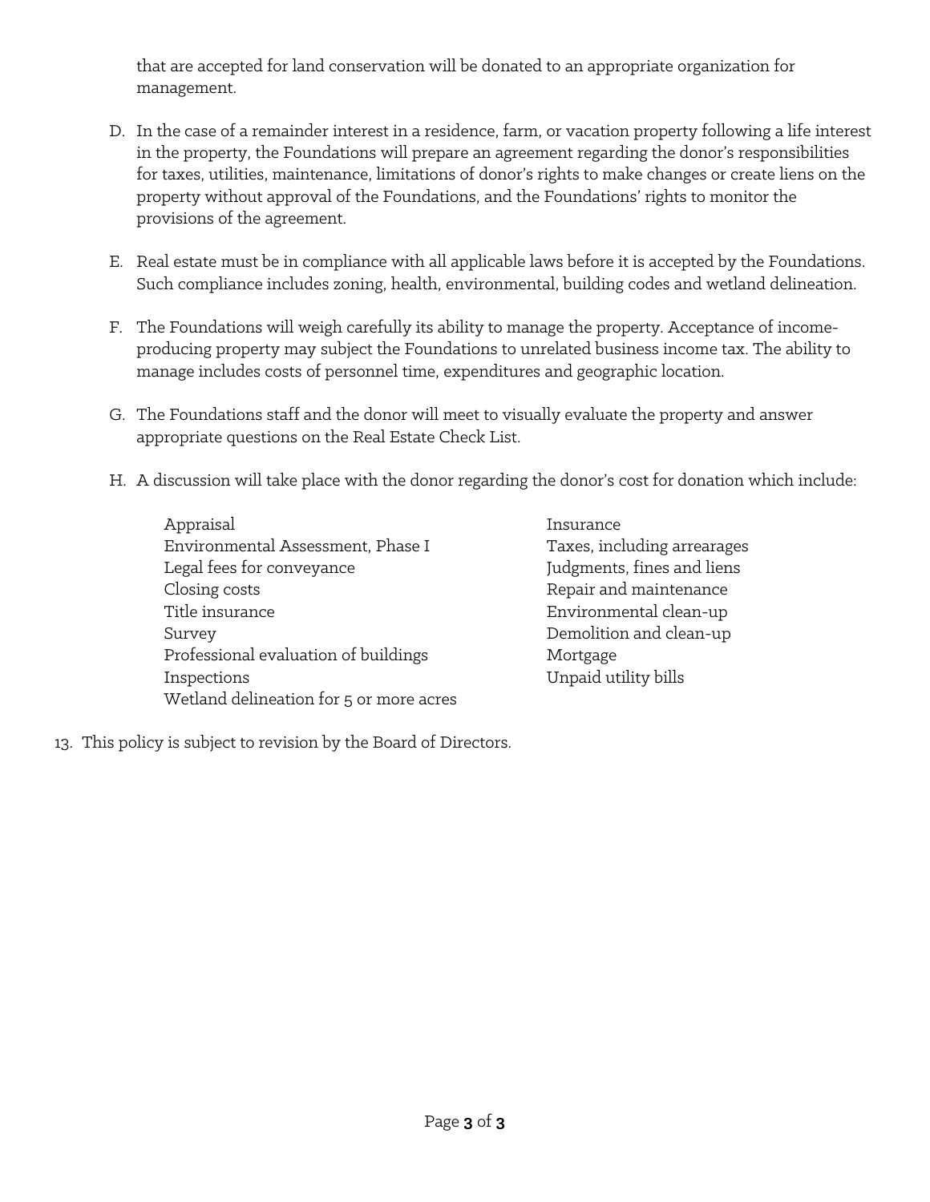that are accepted for land conservation will be donated to an appropriate organization for management.

D. In the case of a remainder interest in a residence, farm, or vacation property following a life interest in the property, the Foundations will prepare an agreement regarding the donor's responsibilities for taxes, utilities, maintenance, limitations of donor's rights to make changes or create liens on the property without approval of the Foundations, and the Foundations' rights to monitor the provisions of the agreement.

E. Real estate must be in compliance with all applicable laws before it is accepted by the Foundations. Such compliance includes zoning, health, environmental, building codes and wetland delineation.

F. The Foundations will weigh carefully its ability to manage the property. Acceptance of income-producing property may subject the Foundations to unrelated business income tax. The ability to manage includes costs of personnel time, expenditures and geographic location.

G. The Foundations staff and the donor will meet to visually evaluate the property and answer appropriate questions on the Real Estate Check List.

H. A discussion will take place with the donor regarding the donor's cost for donation which include:

   - Appraisal
   - Environmental Assessment, Phase I
   - Legal fees for conveyance
   - Closing costs
   - Title insurance
   - Survey
   - Professional evaluation of buildings
   - Inspections
   - Wetland delineation for 5 or more acres
   - Insurance
   - Taxes, including arrearages
   - Judgments, fines and liens
   - Repair and maintenance
   - Environmental clean-up
   - Demolition and clean-up
   - Mortgage
   - Unpaid utility bills

13. This policy is subject to revision by the Board of Directors.